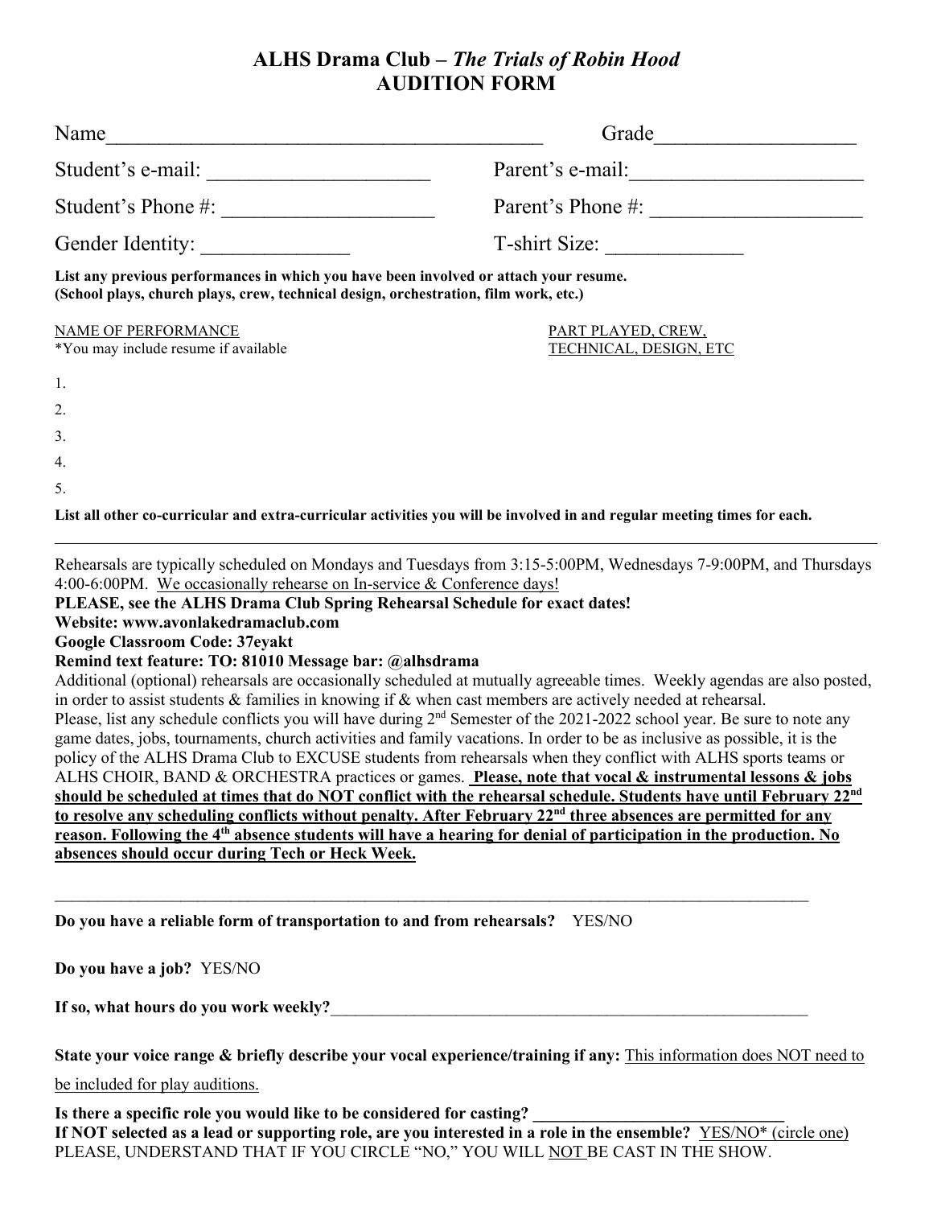# ALHS Drama Club – *The Trials of Robin Hood*
# AUDITION FORM

Name_________________________________________ Grade__________________

Student's e-mail: _____________________ Parent's e-mail:______________________

Student's Phone #: ___________________ Parent's Phone #: ___________________

Gender Identity: ______________ T-shirt Size: _____________

**List any previous performances in which you have been involved or attach your resume. (School plays, church plays, crew, technical design, orchestration, film work, etc.)**

| NAME OF PERFORMANCE<br>*You may include resume if available | PART PLAYED, CREW, TECHNICAL, DESIGN, ETC |
|---|---|
| 1. | |
| 2. | |
| 3. | |
| 4. | |
| 5. | |

**List all other co-curricular and extra-curricular activities you will be involved in and regular meeting times for each.**

______________________________________________________________________________

Rehearsals are typically scheduled on Mondays and Tuesdays from 3:15-5:00PM, Wednesdays 7-9:00PM, and Thursdays 4:00-6:00PM. We occasionally rehearse on In-service & Conference days!

**PLEASE, see the ALHS Drama Club Spring Rehearsal Schedule for exact dates!**

**Website: www.avonlakedramaclub.com**

**Google Classroom Code: 37eyakt**

**Remind text feature: TO: 81010 Message bar: @alhsdrama**

Additional (optional) rehearsals are occasionally scheduled at mutually agreeable times. Weekly agendas are also posted, in order to assist students & families in knowing if & when cast members are actively needed at rehearsal.

Please, list any schedule conflicts you will have during 2nd Semester of the 2021-2022 school year. Be sure to note any game dates, jobs, tournaments, church activities and family vacations. In order to be as inclusive as possible, it is the policy of the ALHS Drama Club to EXCUSE students from rehearsals when they conflict with ALHS sports teams or ALHS CHOIR, BAND & ORCHESTRA practices or games. **Please, note that vocal & instrumental lessons & jobs should be scheduled at times that do NOT conflict with the rehearsal schedule. Students have until February 22nd to resolve any scheduling conflicts without penalty. After February 22nd three absences are permitted for any reason. Following the 4th absence students will have a hearing for denial of participation in the production. No absences should occur during Tech or Heck Week.**

______________________________________________________________________________

**Do you have a reliable form of transportation to and from rehearsals?** YES/NO

**Do you have a job?** YES/NO

**If so, what hours do you work weekly?**____________________________________________________________

**State your voice range & briefly describe your vocal experience/training if any:** This information does NOT need to be included for play auditions.

**Is there a specific role you would like to be considered for casting? ____________________________**

**If NOT selected as a lead or supporting role, are you interested in a role in the ensemble?** YES/NO* (circle one)

PLEASE, UNDERSTAND THAT IF YOU CIRCLE "NO," YOU WILL NOT BE CAST IN THE SHOW.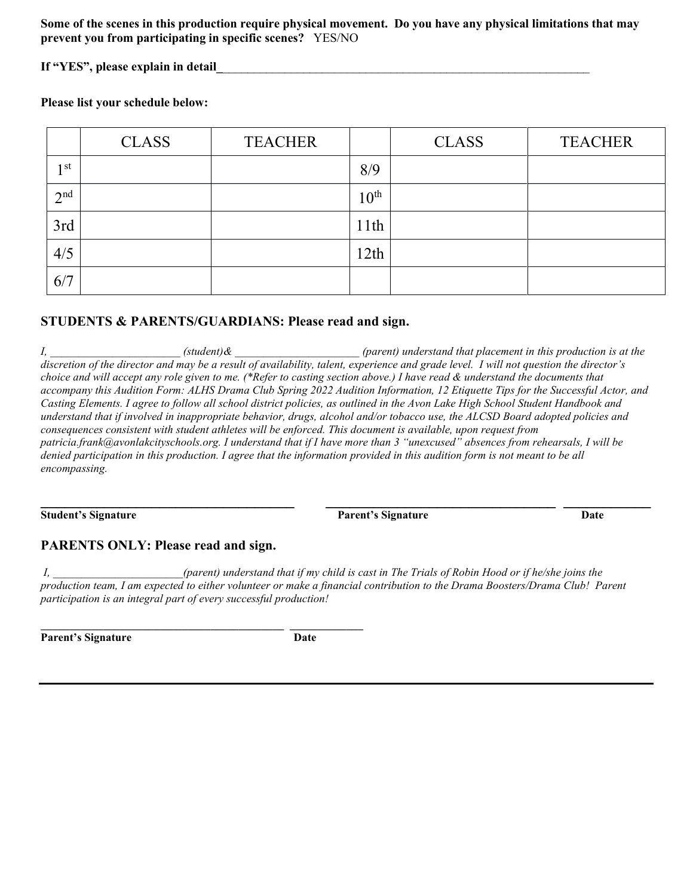**Some of the scenes in this production require physical movement. Do you have any physical limitations that may prevent you from participating in specific scenes?** YES/NO

**If "YES", please explain in detail**_________________________________________________________________

**Please list your schedule below:**

| | CLASS | TEACHER | | CLASS | TEACHER |
|---|---|---|---|---|---|
| 1st | | | 8/9 | | |
| 2nd | | | 10th | | |
| 3rd | | | 11th | | |
| 4/5 | | | 12th | | |
| 6/7 | | | | | |

## STUDENTS & PARENTS/GUARDIANS: Please read and sign.

*I, ______________________ (student)& _____________________ (parent) understand that placement in this production is at the discretion of the director and may be a result of availability, talent, experience and grade level. I will not question the director's choice and will accept any role given to me. (*Refer to casting section above.) I have read & understand the documents that accompany this Audition Form: ALHS Drama Club Spring 2022 Audition Information, 12 Etiquette Tips for the Successful Actor, and Casting Elements. I agree to follow all school district policies, as outlined in the Avon Lake High School Student Handbook and understand that if involved in inappropriate behavior, drugs, alcohol and/or tobacco use, the ALCSD Board adopted policies and consequences consistent with student athletes will be enforced. This document is available, upon request from patricia.frank@avonlakcityschools.org. I understand that if I have more than 3 "unexcused" absences from rehearsals, I will be denied participation in this production. I agree that the information provided in this audition form is not meant to be all encompassing.*

_____________________________________________ _____________________________________________ _______________

**Student's Signature** **Parent's Signature** **Date**

## PARENTS ONLY: Please read and sign.

*I, ______________________(parent) understand that if my child is cast in The Trials of Robin Hood or if he/she joins the production team, I am expected to either volunteer or make a financial contribution to the Drama Boosters/Drama Club! Parent participation is an integral part of every successful production!*

_____________________________________________ _____________

**Parent's Signature** **Date**